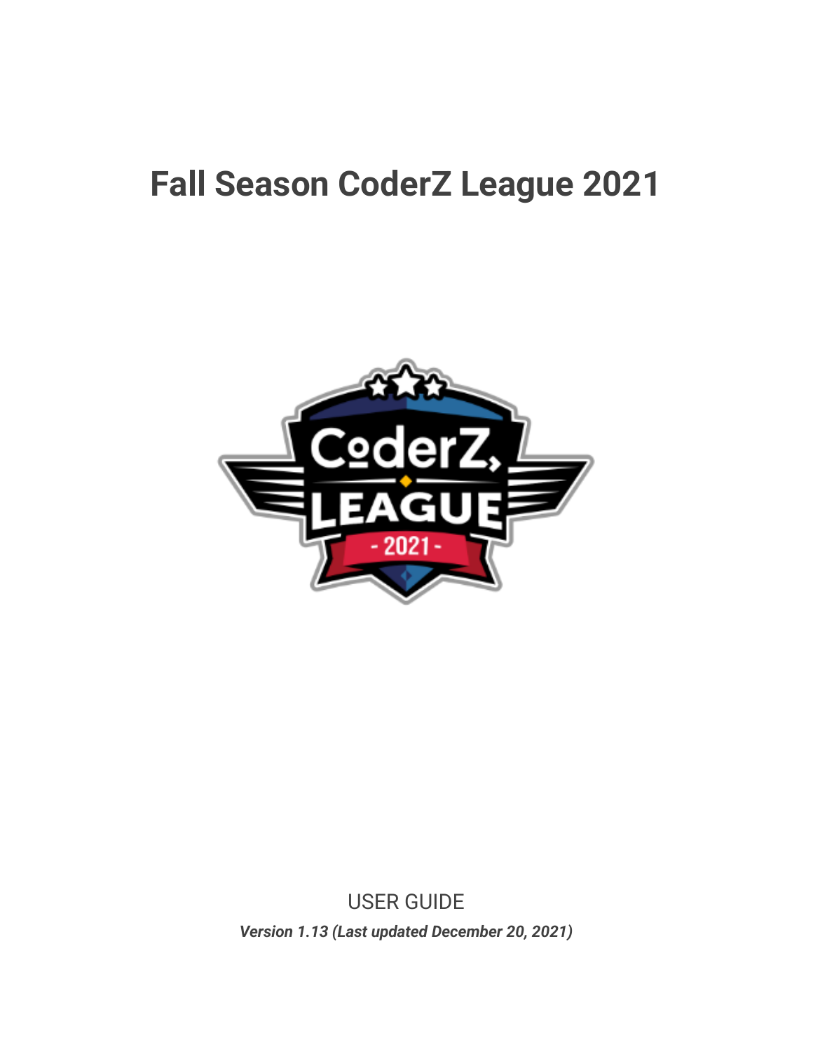# Fall Season CoderZ League 2021

USER GUIDE

***Version 1.13 (Last updated December 20, 2021)***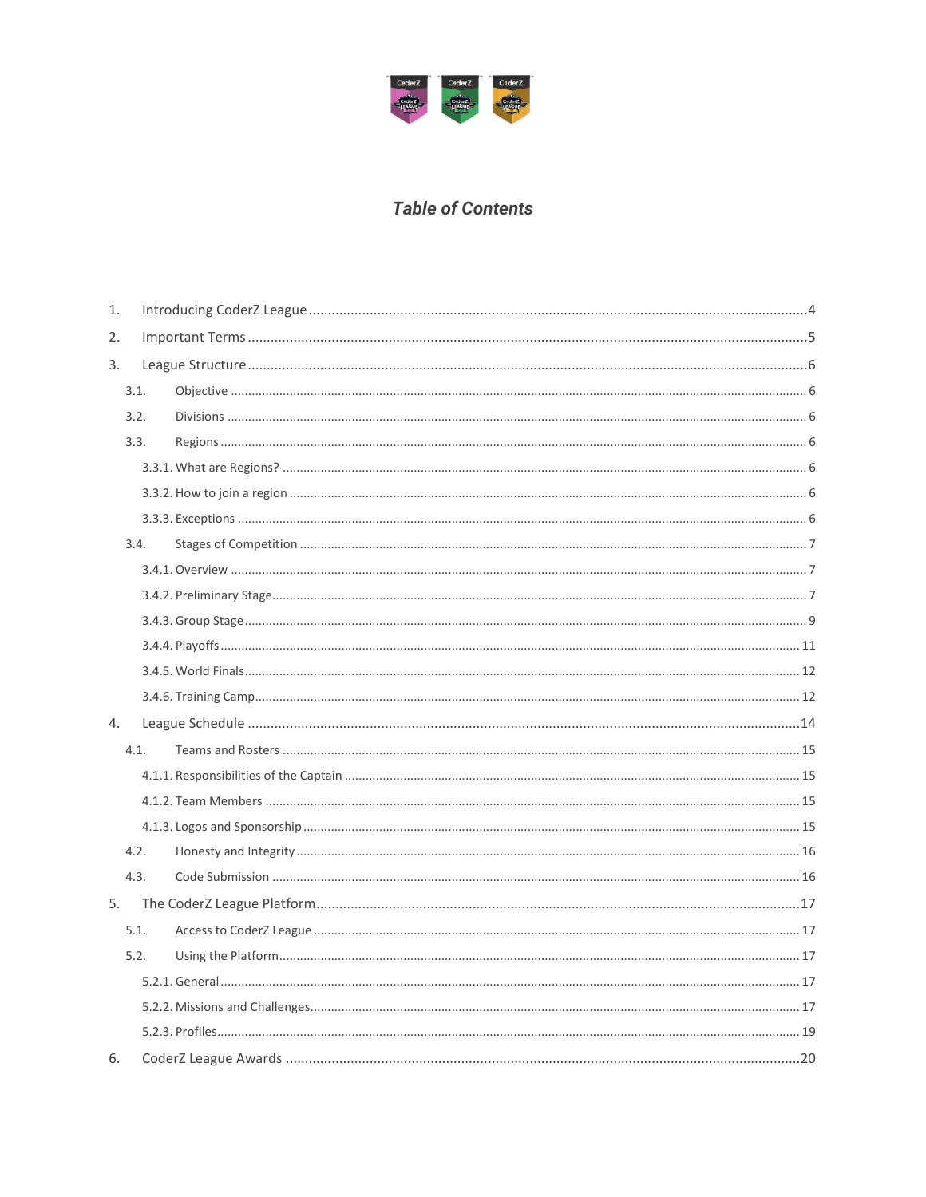# *Table of Contents*

1. Introducing CoderZ League ....................................................... 4
2. Important Terms ....................................................... 5
3. League Structure ....................................................... 6
   - 3.1. Objective ....................................................... 6
   - 3.2. Divisions ....................................................... 6
   - 3.3. Regions ....................................................... 6
     - 3.3.1. What are Regions? ....................................................... 6
     - 3.3.2. How to join a region ....................................................... 6
     - 3.3.3. Exceptions ....................................................... 6
   - 3.4. Stages of Competition ....................................................... 7
     - 3.4.1. Overview ....................................................... 7
     - 3.4.2. Preliminary Stage ....................................................... 7
     - 3.4.3. Group Stage ....................................................... 9
     - 3.4.4. Playoffs ....................................................... 11
     - 3.4.5. World Finals ....................................................... 12
     - 3.4.6. Training Camp ....................................................... 12
4. League Schedule ....................................................... 14
   - 4.1. Teams and Rosters ....................................................... 15
     - 4.1.1. Responsibilities of the Captain ....................................................... 15
     - 4.1.2. Team Members ....................................................... 15
     - 4.1.3. Logos and Sponsorship ....................................................... 15
   - 4.2. Honesty and Integrity ....................................................... 16
   - 4.3. Code Submission ....................................................... 16
5. The CoderZ League Platform ....................................................... 17
   - 5.1. Access to CoderZ League ....................................................... 17
   - 5.2. Using the Platform ....................................................... 17
     - 5.2.1. General ....................................................... 17
     - 5.2.2. Missions and Challenges ....................................................... 17
     - 5.2.3. Profiles ....................................................... 19
6. CoderZ League Awards ....................................................... 20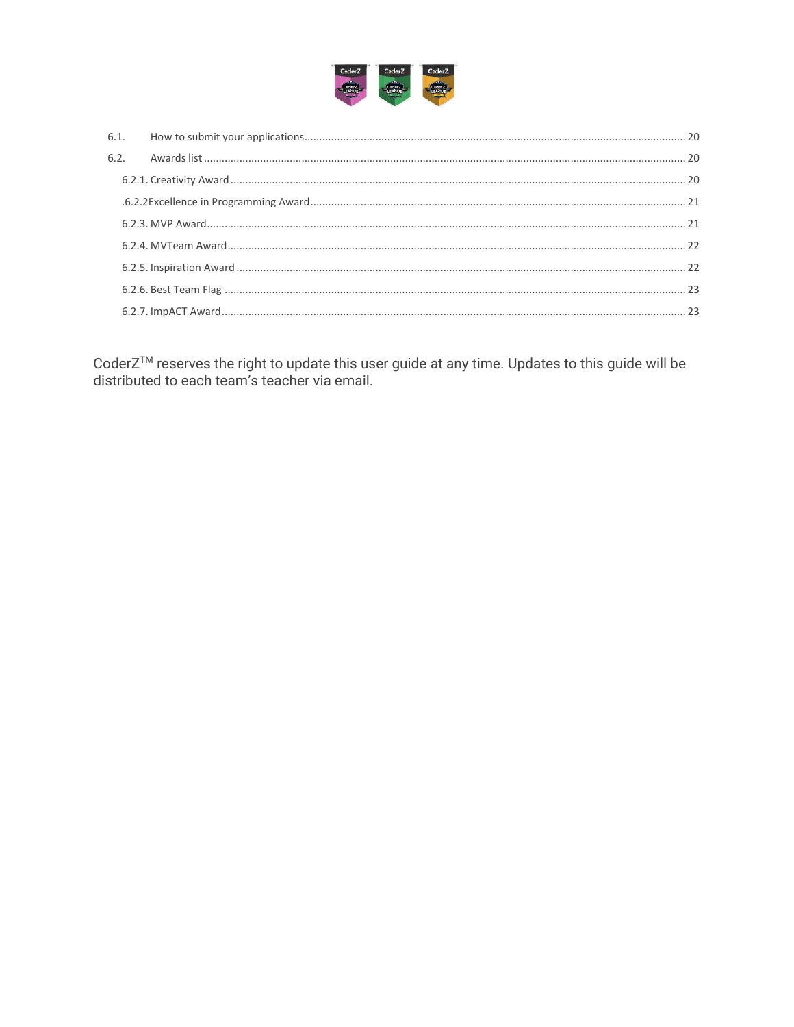6.1. How to submit your applications ..... 20

6.2. Awards list ..... 20

6.2.1. Creativity Award ..... 20

.6.2.2Excellence in Programming Award ..... 21

6.2.3. MVP Award ..... 21

6.2.4. MVTeam Award ..... 22

6.2.5. Inspiration Award ..... 22

6.2.6. Best Team Flag ..... 23

6.2.7. ImpACT Award ..... 23

CoderZ™ reserves the right to update this user guide at any time. Updates to this guide will be distributed to each team's teacher via email.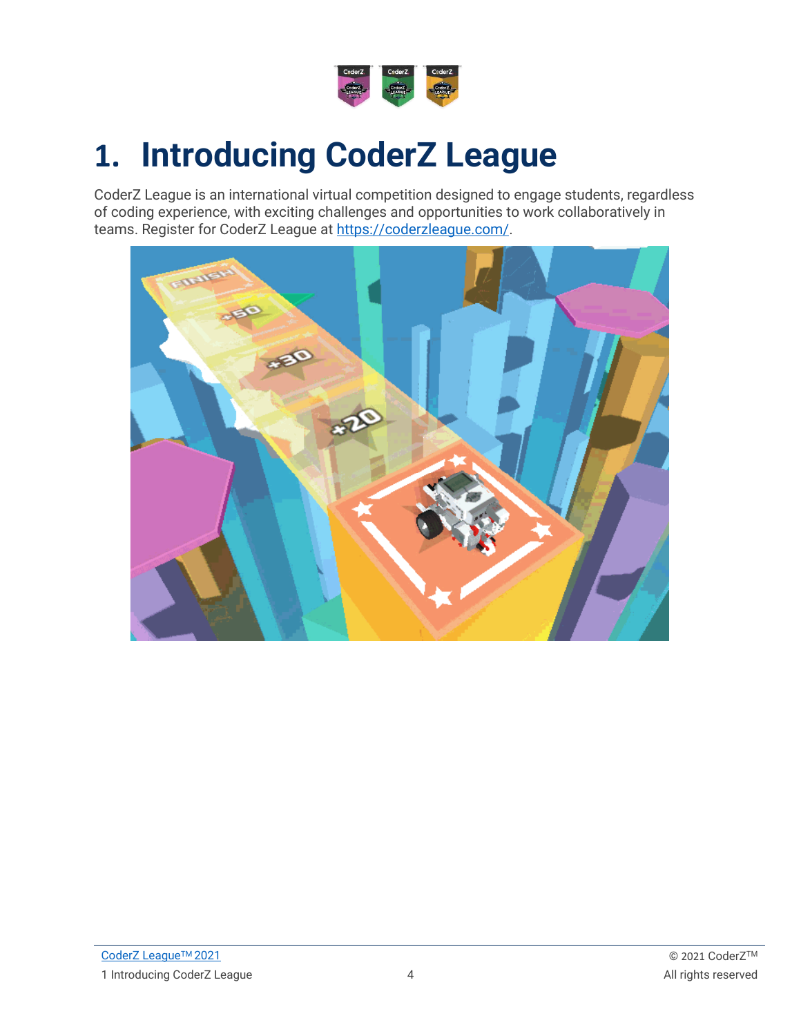# 1. Introducing CoderZ League

CoderZ League is an international virtual competition designed to engage students, regardless of coding experience, with exciting challenges and opportunities to work collaboratively in teams. Register for CoderZ League at https://coderzleague.com/.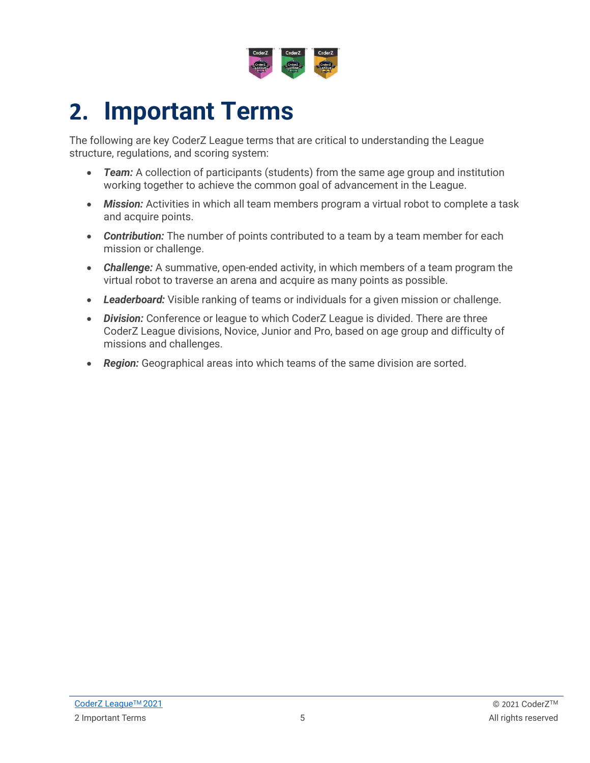# 2. Important Terms

The following are key CoderZ League terms that are critical to understanding the League structure, regulations, and scoring system:

- ***Team:*** A collection of participants (students) from the same age group and institution working together to achieve the common goal of advancement in the League.
- ***Mission:*** Activities in which all team members program a virtual robot to complete a task and acquire points.
- ***Contribution:*** The number of points contributed to a team by a team member for each mission or challenge.
- ***Challenge:*** A summative, open-ended activity, in which members of a team program the virtual robot to traverse an arena and acquire as many points as possible.
- ***Leaderboard:*** Visible ranking of teams or individuals for a given mission or challenge.
- ***Division:*** Conference or league to which CoderZ League is divided. There are three CoderZ League divisions, Novice, Junior and Pro, based on age group and difficulty of missions and challenges.
- ***Region:*** Geographical areas into which teams of the same division are sorted.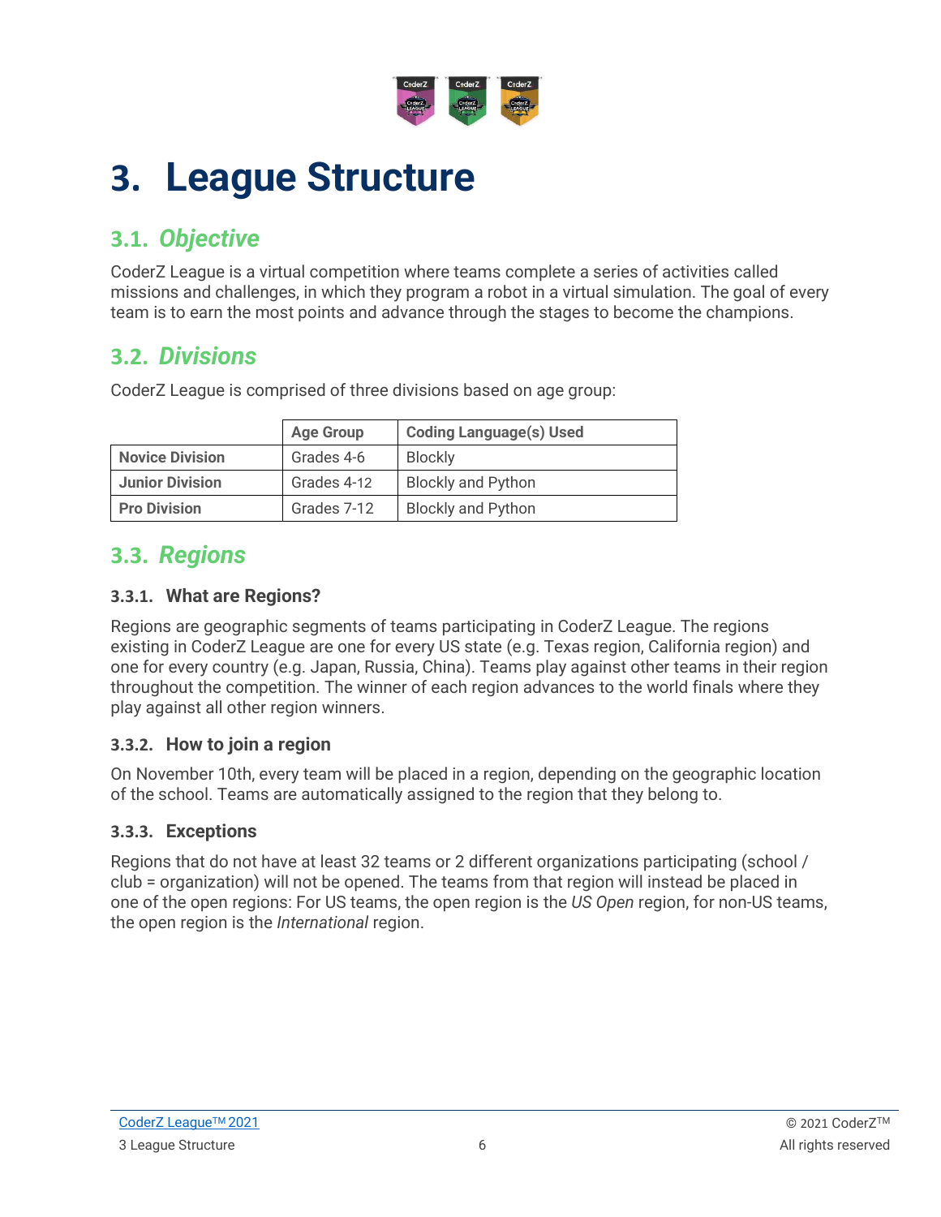# 3. League Structure

## 3.1. *Objective*

CoderZ League is a virtual competition where teams complete a series of activities called missions and challenges, in which they program a robot in a virtual simulation. The goal of every team is to earn the most points and advance through the stages to become the champions.

## 3.2. *Divisions*

CoderZ League is comprised of three divisions based on age group:

| | Age Group | Coding Language(s) Used |
|---|---|---|
| **Novice Division** | Grades 4-6 | Blockly |
| **Junior Division** | Grades 4-12 | Blockly and Python |
| **Pro Division** | Grades 7-12 | Blockly and Python |

## 3.3. *Regions*

### 3.3.1. What are Regions?

Regions are geographic segments of teams participating in CoderZ League. The regions existing in CoderZ League are one for every US state (e.g. Texas region, California region) and one for every country (e.g. Japan, Russia, China). Teams play against other teams in their region throughout the competition. The winner of each region advances to the world finals where they play against all other region winners.

### 3.3.2. How to join a region

On November 10th, every team will be placed in a region, depending on the geographic location of the school. Teams are automatically assigned to the region that they belong to.

### 3.3.3. Exceptions

Regions that do not have at least 32 teams or 2 different organizations participating (school / club = organization) will not be opened. The teams from that region will instead be placed in one of the open regions: For US teams, the open region is the *US Open* region, for non-US teams, the open region is the *International* region.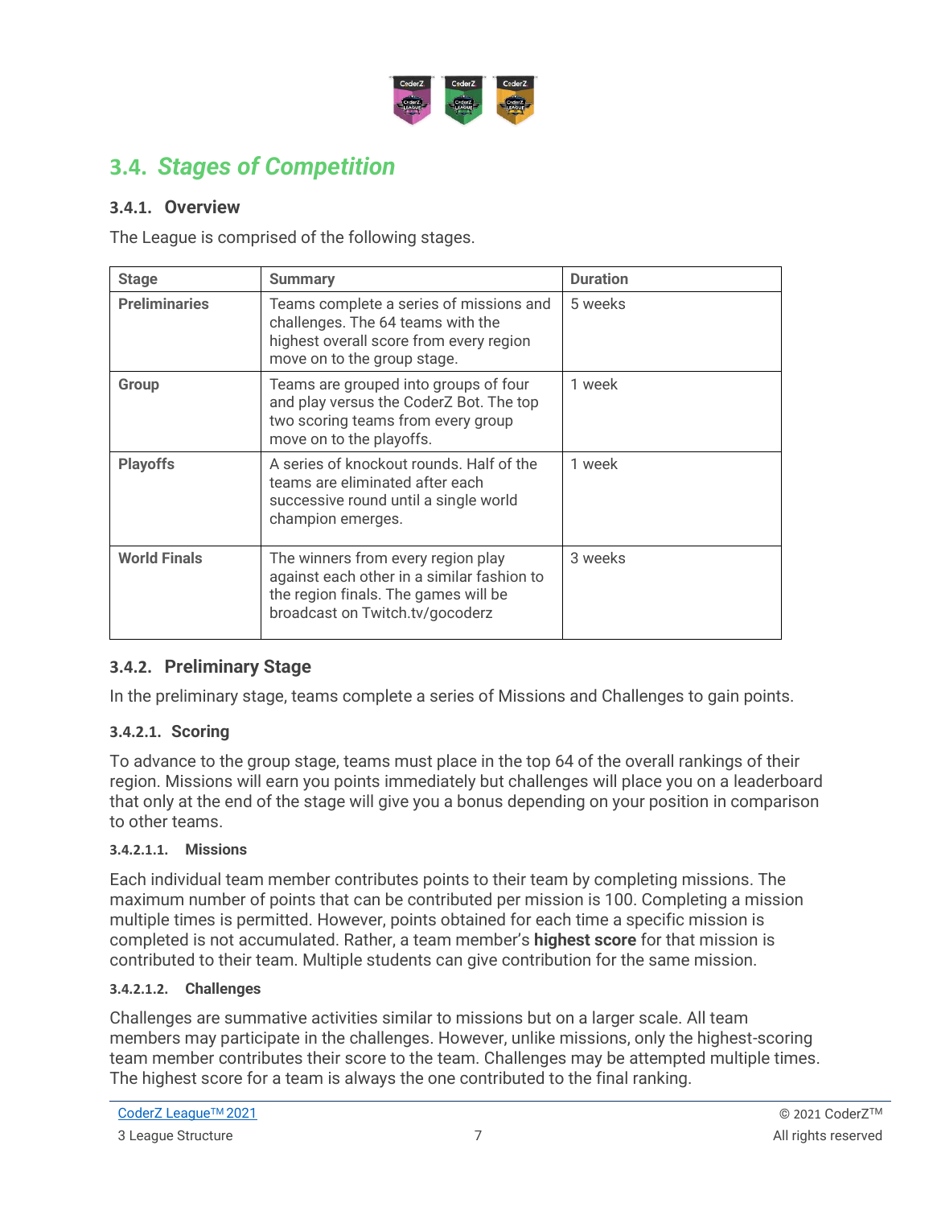## 3.4. *Stages of Competition*

### 3.4.1. Overview

The League is comprised of the following stages.

| Stage | Summary | Duration |
|---|---|---|
| **Preliminaries** | Teams complete a series of missions and challenges. The 64 teams with the highest overall score from every region move on to the group stage. | 5 weeks |
| **Group** | Teams are grouped into groups of four and play versus the CoderZ Bot. The top two scoring teams from every group move on to the playoffs. | 1 week |
| **Playoffs** | A series of knockout rounds. Half of the teams are eliminated after each successive round until a single world champion emerges. | 1 week |
| **World Finals** | The winners from every region play against each other in a similar fashion to the region finals. The games will be broadcast on Twitch.tv/gocoderz | 3 weeks |

### 3.4.2. Preliminary Stage

In the preliminary stage, teams complete a series of Missions and Challenges to gain points.

#### 3.4.2.1. Scoring

To advance to the group stage, teams must place in the top 64 of the overall rankings of their region. Missions will earn you points immediately but challenges will place you on a leaderboard that only at the end of the stage will give you a bonus depending on your position in comparison to other teams.

##### 3.4.2.1.1. Missions

Each individual team member contributes points to their team by completing missions. The maximum number of points that can be contributed per mission is 100. Completing a mission multiple times is permitted. However, points obtained for each time a specific mission is completed is not accumulated. Rather, a team member's **highest score** for that mission is contributed to their team. Multiple students can give contribution for the same mission.

##### 3.4.2.1.2. Challenges

Challenges are summative activities similar to missions but on a larger scale. All team members may participate in the challenges. However, unlike missions, only the highest-scoring team member contributes their score to the team. Challenges may be attempted multiple times. The highest score for a team is always the one contributed to the final ranking.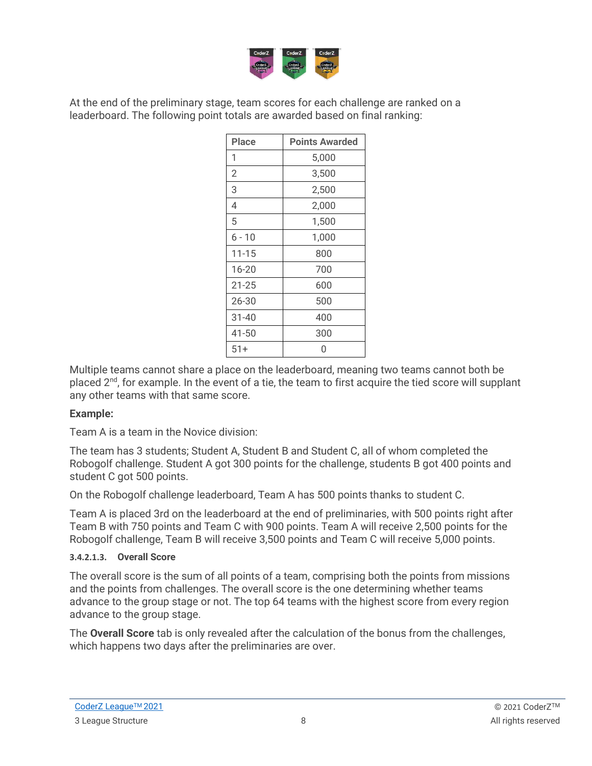At the end of the preliminary stage, team scores for each challenge are ranked on a leaderboard. The following point totals are awarded based on final ranking:

| Place | Points Awarded |
|---|---|
| 1 | 5,000 |
| 2 | 3,500 |
| 3 | 2,500 |
| 4 | 2,000 |
| 5 | 1,500 |
| 6 - 10 | 1,000 |
| 11-15 | 800 |
| 16-20 | 700 |
| 21-25 | 600 |
| 26-30 | 500 |
| 31-40 | 400 |
| 41-50 | 300 |
| 51+ | 0 |

Multiple teams cannot share a place on the leaderboard, meaning two teams cannot both be placed 2nd, for example. In the event of a tie, the team to first acquire the tied score will supplant any other teams with that same score.

**Example:**

Team A is a team in the Novice division:

The team has 3 students; Student A, Student B and Student C, all of whom completed the Robogolf challenge. Student A got 300 points for the challenge, students B got 400 points and student C got 500 points.

On the Robogolf challenge leaderboard, Team A has 500 points thanks to student C.

Team A is placed 3rd on the leaderboard at the end of preliminaries, with 500 points right after Team B with 750 points and Team C with 900 points. Team A will receive 2,500 points for the Robogolf challenge, Team B will receive 3,500 points and Team C will receive 5,000 points.

#### 3.4.2.1.3. Overall Score

The overall score is the sum of all points of a team, comprising both the points from missions and the points from challenges. The overall score is the one determining whether teams advance to the group stage or not. The top 64 teams with the highest score from every region advance to the group stage.

The **Overall Score** tab is only revealed after the calculation of the bonus from the challenges, which happens two days after the preliminaries are over.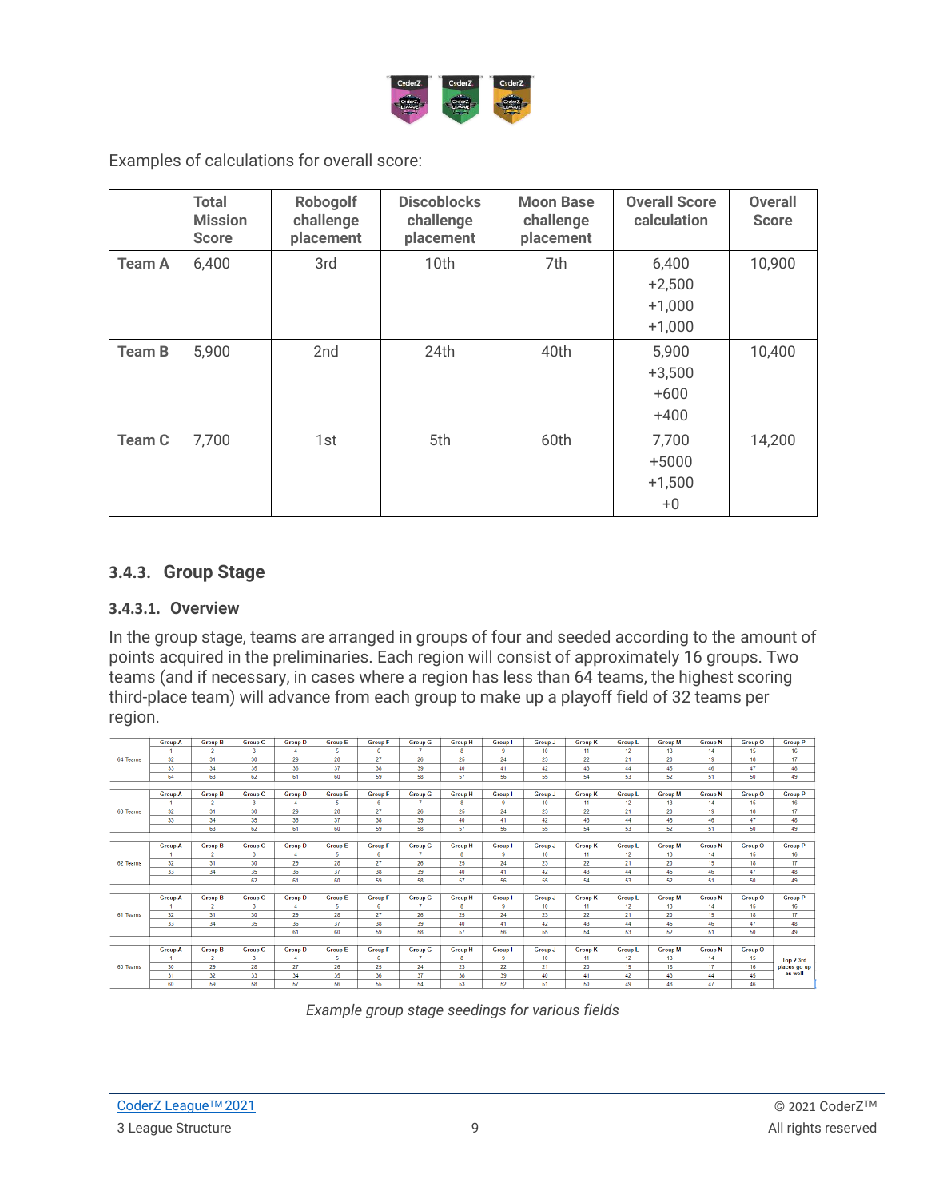Examples of calculations for overall score:

| | Total Mission Score | Robogolf challenge placement | Discoblocks challenge placement | Moon Base challenge placement | Overall Score calculation | Overall Score |
|---|---|---|---|---|---|---|
| **Team A** | 6,400 | 3rd | 10th | 7th | 6,400 +2,500 +1,000 +1,000 | 10,900 |
| **Team B** | 5,900 | 2nd | 24th | 40th | 5,900 +3,500 +600 +400 | 10,400 |
| **Team C** | 7,700 | 1st | 5th | 60th | 7,700 +5000 +1,500 +0 | 14,200 |

### 3.4.3. Group Stage

#### 3.4.3.1. Overview

In the group stage, teams are arranged in groups of four and seeded according to the amount of points acquired in the preliminaries. Each region will consist of approximately 16 groups. Two teams (and if necessary, in cases where a region has less than 64 teams, the highest scoring third-place team) will advance from each group to make up a playoff field of 32 teams per region.

| 64 Teams | Group A | Group B | Group C | Group D | Group E | Group F | Group G | Group H | Group I | Group J | Group K | Group L | Group M | Group N | Group O | Group P |
|---|---|---|---|---|---|---|---|---|---|---|---|---|---|---|---|---|
| | 1 | 2 | 3 | 4 | 5 | 6 | 7 | 8 | 9 | 10 | 11 | 12 | 13 | 14 | 15 | 16 |
| | 32 | 31 | 30 | 29 | 28 | 27 | 26 | 25 | 24 | 23 | 22 | 21 | 20 | 19 | 18 | 17 |
| | 33 | 34 | 35 | 36 | 37 | 38 | 39 | 40 | 41 | 42 | 43 | 44 | 45 | 46 | 47 | 48 |
| | 64 | 63 | 62 | 61 | 60 | 59 | 58 | 57 | 56 | 55 | 54 | 53 | 52 | 51 | 50 | 49 |

| 63 Teams | Group A | Group B | Group C | Group D | Group E | Group F | Group G | Group H | Group I | Group J | Group K | Group L | Group M | Group N | Group O | Group P |
|---|---|---|---|---|---|---|---|---|---|---|---|---|---|---|---|---|
| | 1 | 2 | 3 | 4 | 5 | 6 | 7 | 8 | 9 | 10 | 11 | 12 | 13 | 14 | 15 | 16 |
| | 32 | 31 | 30 | 29 | 28 | 27 | 26 | 25 | 24 | 23 | 22 | 21 | 20 | 19 | 18 | 17 |
| | 33 | 34 | 35 | 36 | 37 | 38 | 39 | 40 | 41 | 42 | 43 | 44 | 45 | 46 | 47 | 48 |
| | | 63 | 62 | 61 | 60 | 59 | 58 | 57 | 56 | 55 | 54 | 53 | 52 | 51 | 50 | 49 |

| 62 Teams | Group A | Group B | Group C | Group D | Group E | Group F | Group G | Group H | Group I | Group J | Group K | Group L | Group M | Group N | Group O | Group P |
|---|---|---|---|---|---|---|---|---|---|---|---|---|---|---|---|---|
| | 1 | 2 | 3 | 4 | 5 | 6 | 7 | 8 | 9 | 10 | 11 | 12 | 13 | 14 | 15 | 16 |
| | 32 | 31 | 30 | 29 | 28 | 27 | 26 | 25 | 24 | 23 | 22 | 21 | 20 | 19 | 18 | 17 |
| | 33 | 34 | 35 | 36 | 37 | 38 | 39 | 40 | 41 | 42 | 43 | 44 | 45 | 46 | 47 | 48 |
| | | | 62 | 61 | 60 | 59 | 58 | 57 | 56 | 55 | 54 | 53 | 52 | 51 | 50 | 49 |

| 61 Teams | Group A | Group B | Group C | Group D | Group E | Group F | Group G | Group H | Group I | Group J | Group K | Group L | Group M | Group N | Group O | Group P |
|---|---|---|---|---|---|---|---|---|---|---|---|---|---|---|---|---|
| | 1 | 2 | 3 | 4 | 5 | 6 | 7 | 8 | 9 | 10 | 11 | 12 | 13 | 14 | 15 | 16 |
| | 32 | 31 | 30 | 29 | 28 | 27 | 26 | 25 | 24 | 23 | 22 | 21 | 20 | 19 | 18 | 17 |
| | 33 | 34 | 35 | 36 | 37 | 38 | 39 | 40 | 41 | 42 | 43 | 44 | 45 | 46 | 47 | 48 |
| | | | | 61 | 60 | 59 | 58 | 57 | 56 | 55 | 54 | 53 | 52 | 51 | 50 | 49 |

| 60 Teams | Group A | Group B | Group C | Group D | Group E | Group F | Group G | Group H | Group I | Group J | Group K | Group L | Group M | Group N | Group O | |
|---|---|---|---|---|---|---|---|---|---|---|---|---|---|---|---|---|
| | 1 | 2 | 3 | 4 | 5 | 6 | 7 | 8 | 9 | 10 | 11 | 12 | 13 | 14 | 15 | Top 2 3rd places go up as well |
| | 30 | 29 | 28 | 27 | 26 | 25 | 24 | 23 | 22 | 21 | 20 | 19 | 18 | 17 | 16 | |
| | 31 | 32 | 33 | 34 | 35 | 36 | 37 | 38 | 39 | 40 | 41 | 42 | 43 | 44 | 45 | |
| | 60 | 59 | 58 | 57 | 56 | 55 | 54 | 53 | 52 | 51 | 50 | 49 | 48 | 47 | 46 | |

*Example group stage seedings for various fields*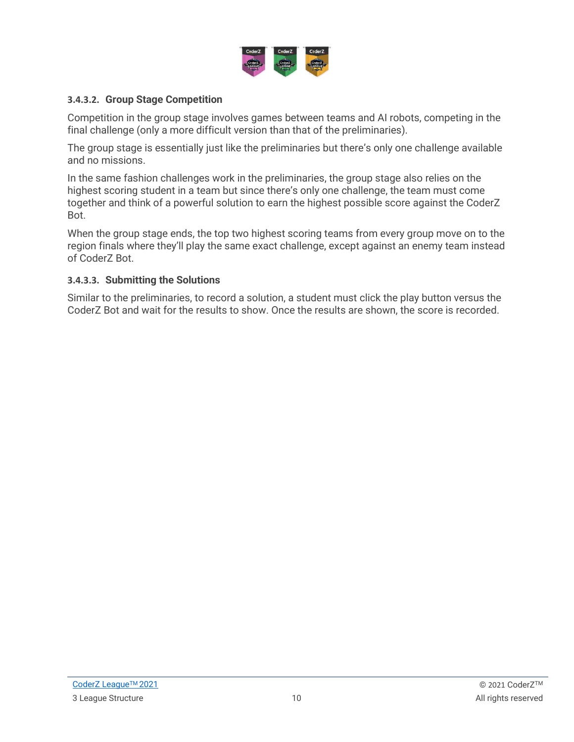#### 3.4.3.2. Group Stage Competition

Competition in the group stage involves games between teams and AI robots, competing in the final challenge (only a more difficult version than that of the preliminaries).

The group stage is essentially just like the preliminaries but there's only one challenge available and no missions.

In the same fashion challenges work in the preliminaries, the group stage also relies on the highest scoring student in a team but since there's only one challenge, the team must come together and think of a powerful solution to earn the highest possible score against the CoderZ Bot.

When the group stage ends, the top two highest scoring teams from every group move on to the region finals where they'll play the same exact challenge, except against an enemy team instead of CoderZ Bot.

#### 3.4.3.3. Submitting the Solutions

Similar to the preliminaries, to record a solution, a student must click the play button versus the CoderZ Bot and wait for the results to show. Once the results are shown, the score is recorded.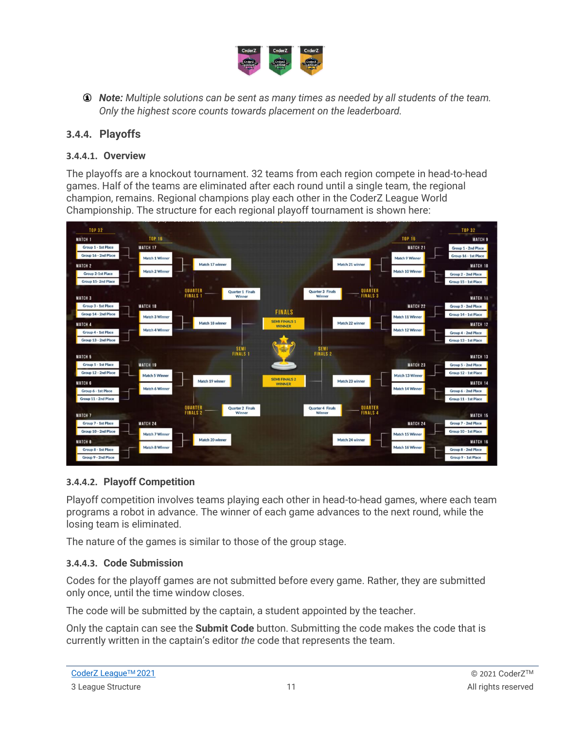ⓘ ***Note:*** *Multiple solutions can be sent as many times as needed by all students of the team. Only the highest score counts towards placement on the leaderboard.*

### 3.4.4. Playoffs

#### 3.4.4.1. Overview

The playoffs are a knockout tournament. 32 teams from each region compete in head-to-head games. Half of the teams are eliminated after each round until a single team, the regional champion, remains. Regional champions play each other in the CoderZ League World Championship. The structure for each regional playoff tournament is shown here:

#### 3.4.4.2. Playoff Competition

Playoff competition involves teams playing each other in head-to-head games, where each team programs a robot in advance. The winner of each game advances to the next round, while the losing team is eliminated.

The nature of the games is similar to those of the group stage.

#### 3.4.4.3. Code Submission

Codes for the playoff games are not submitted before every game. Rather, they are submitted only once, until the time window closes.

The code will be submitted by the captain, a student appointed by the teacher.

Only the captain can see the **Submit Code** button. Submitting the code makes the code that is currently written in the captain's editor *the* code that represents the team.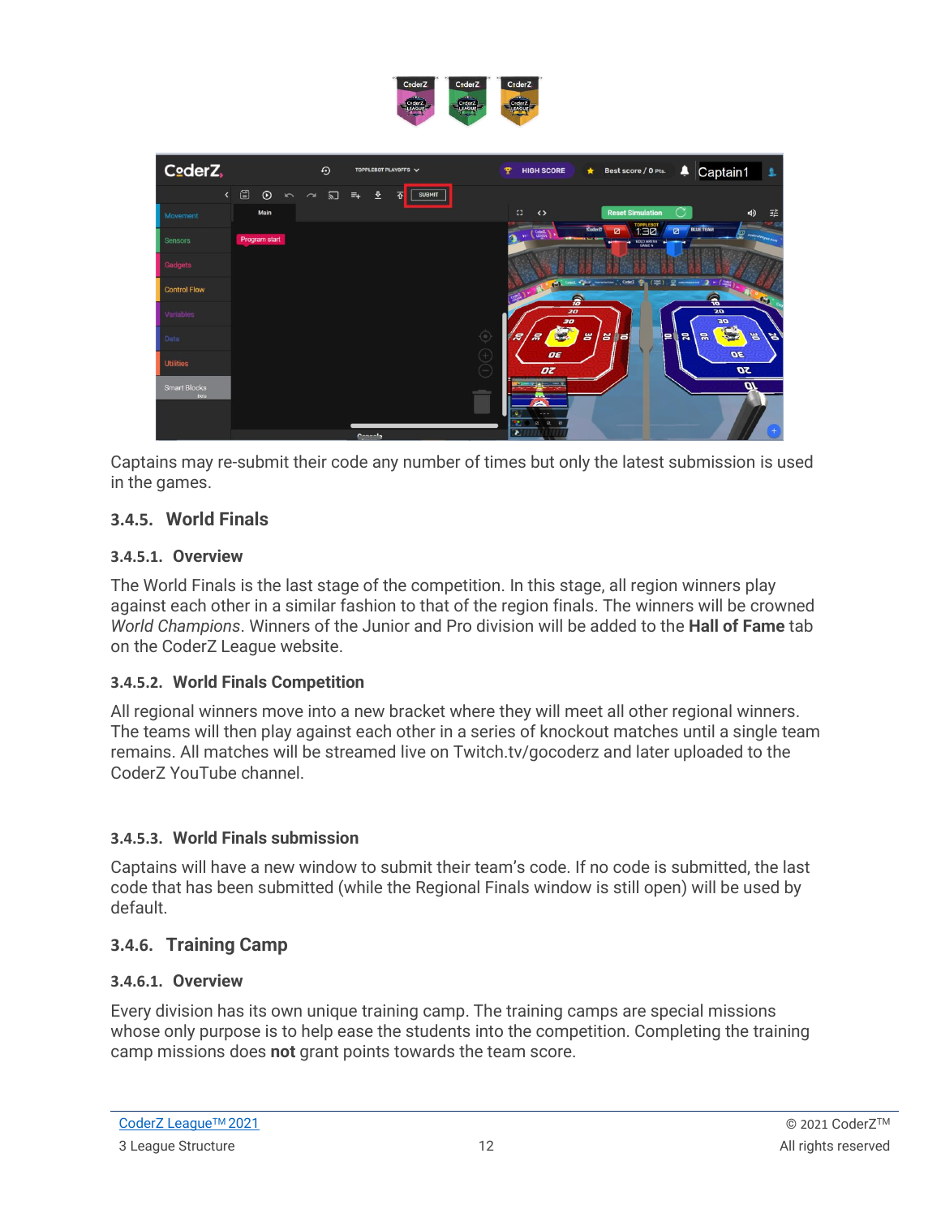Captains may re-submit their code any number of times but only the latest submission is used in the games.

### 3.4.5. World Finals

#### 3.4.5.1. Overview

The World Finals is the last stage of the competition. In this stage, all region winners play against each other in a similar fashion to that of the region finals. The winners will be crowned *World Champions*. Winners of the Junior and Pro division will be added to the **Hall of Fame** tab on the CoderZ League website.

#### 3.4.5.2. World Finals Competition

All regional winners move into a new bracket where they will meet all other regional winners. The teams will then play against each other in a series of knockout matches until a single team remains. All matches will be streamed live on Twitch.tv/gocoderz and later uploaded to the CoderZ YouTube channel.

#### 3.4.5.3. World Finals submission

Captains will have a new window to submit their team's code. If no code is submitted, the last code that has been submitted (while the Regional Finals window is still open) will be used by default.

### 3.4.6. Training Camp

#### 3.4.6.1. Overview

Every division has its own unique training camp. The training camps are special missions whose only purpose is to help ease the students into the competition. Completing the training camp missions does **not** grant points towards the team score.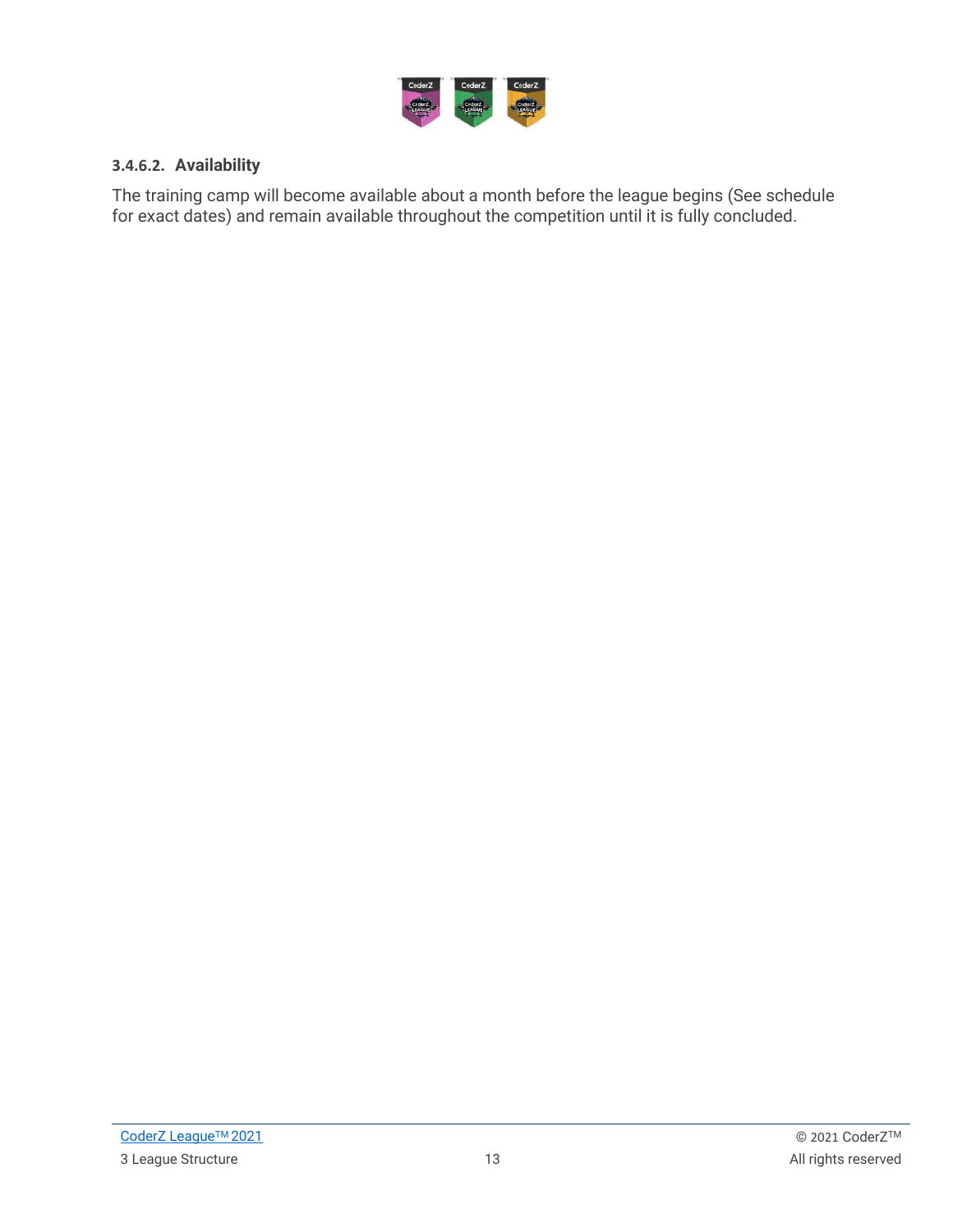#### 3.4.6.2. Availability

The training camp will become available about a month before the league begins (See schedule for exact dates) and remain available throughout the competition until it is fully concluded.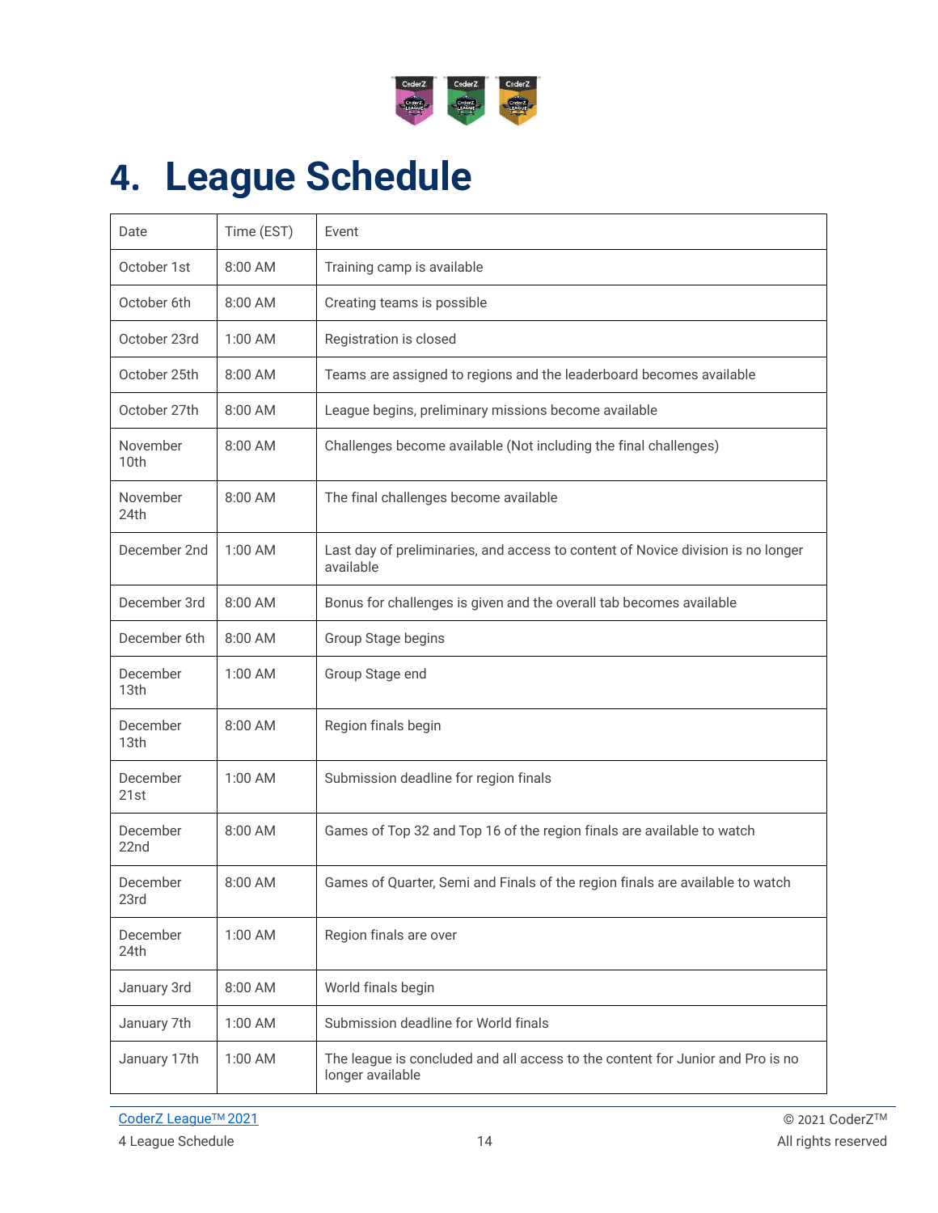# 4. League Schedule

| Date | Time (EST) | Event |
| --- | --- | --- |
| October 1st | 8:00 AM | Training camp is available |
| October 6th | 8:00 AM | Creating teams is possible |
| October 23rd | 1:00 AM | Registration is closed |
| October 25th | 8:00 AM | Teams are assigned to regions and the leaderboard becomes available |
| October 27th | 8:00 AM | League begins, preliminary missions become available |
| November 10th | 8:00 AM | Challenges become available (Not including the final challenges) |
| November 24th | 8:00 AM | The final challenges become available |
| December 2nd | 1:00 AM | Last day of preliminaries, and access to content of Novice division is no longer available |
| December 3rd | 8:00 AM | Bonus for challenges is given and the overall tab becomes available |
| December 6th | 8:00 AM | Group Stage begins |
| December 13th | 1:00 AM | Group Stage end |
| December 13th | 8:00 AM | Region finals begin |
| December 21st | 1:00 AM | Submission deadline for region finals |
| December 22nd | 8:00 AM | Games of Top 32 and Top 16 of the region finals are available to watch |
| December 23rd | 8:00 AM | Games of Quarter, Semi and Finals of the region finals are available to watch |
| December 24th | 1:00 AM | Region finals are over |
| January 3rd | 8:00 AM | World finals begin |
| January 7th | 1:00 AM | Submission deadline for World finals |
| January 17th | 1:00 AM | The league is concluded and all access to the content for Junior and Pro is no longer available |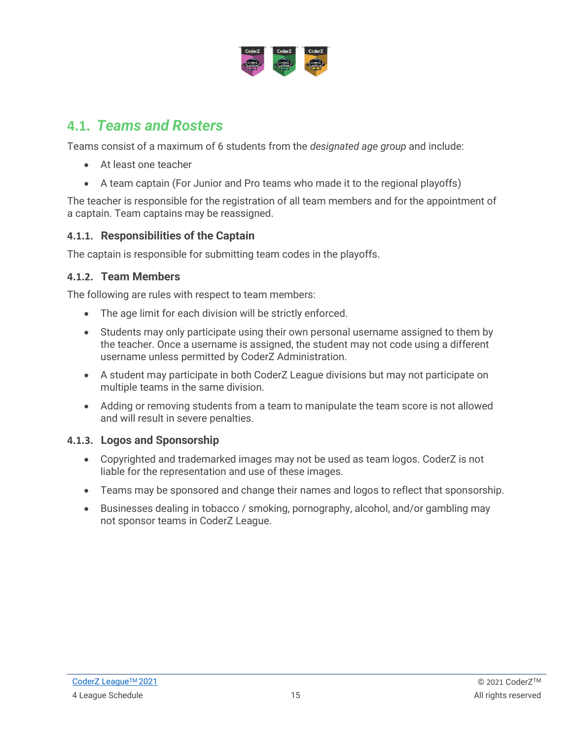## 4.1. *Teams and Rosters*

Teams consist of a maximum of 6 students from the *designated age group* and include:

- At least one teacher
- A team captain (For Junior and Pro teams who made it to the regional playoffs)

The teacher is responsible for the registration of all team members and for the appointment of a captain. Team captains may be reassigned.

### 4.1.1. Responsibilities of the Captain

The captain is responsible for submitting team codes in the playoffs.

### 4.1.2. Team Members

The following are rules with respect to team members:

- The age limit for each division will be strictly enforced.
- Students may only participate using their own personal username assigned to them by the teacher. Once a username is assigned, the student may not code using a different username unless permitted by CoderZ Administration.
- A student may participate in both CoderZ League divisions but may not participate on multiple teams in the same division.
- Adding or removing students from a team to manipulate the team score is not allowed and will result in severe penalties.

### 4.1.3. Logos and Sponsorship

- Copyrighted and trademarked images may not be used as team logos. CoderZ is not liable for the representation and use of these images.
- Teams may be sponsored and change their names and logos to reflect that sponsorship.
- Businesses dealing in tobacco / smoking, pornography, alcohol, and/or gambling may not sponsor teams in CoderZ League.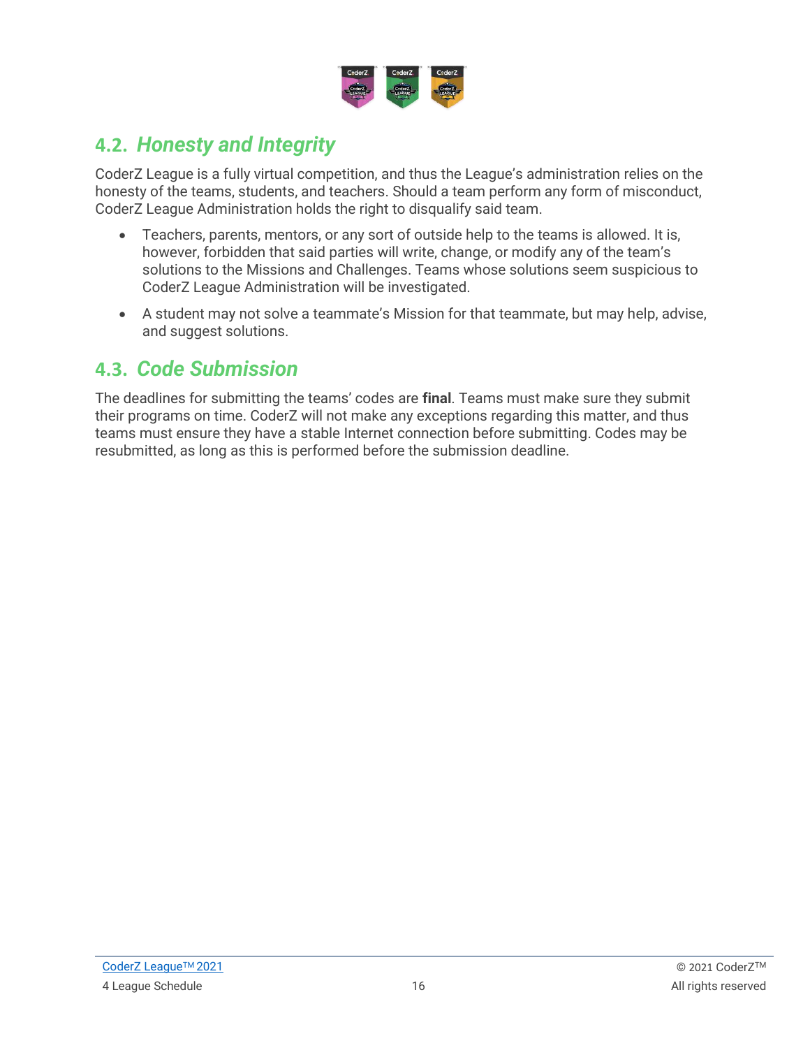## 4.2. *Honesty and Integrity*

CoderZ League is a fully virtual competition, and thus the League's administration relies on the honesty of the teams, students, and teachers. Should a team perform any form of misconduct, CoderZ League Administration holds the right to disqualify said team.

- Teachers, parents, mentors, or any sort of outside help to the teams is allowed. It is, however, forbidden that said parties will write, change, or modify any of the team's solutions to the Missions and Challenges. Teams whose solutions seem suspicious to CoderZ League Administration will be investigated.
- A student may not solve a teammate's Mission for that teammate, but may help, advise, and suggest solutions.

## 4.3. *Code Submission*

The deadlines for submitting the teams' codes are **final**. Teams must make sure they submit their programs on time. CoderZ will not make any exceptions regarding this matter, and thus teams must ensure they have a stable Internet connection before submitting. Codes may be resubmitted, as long as this is performed before the submission deadline.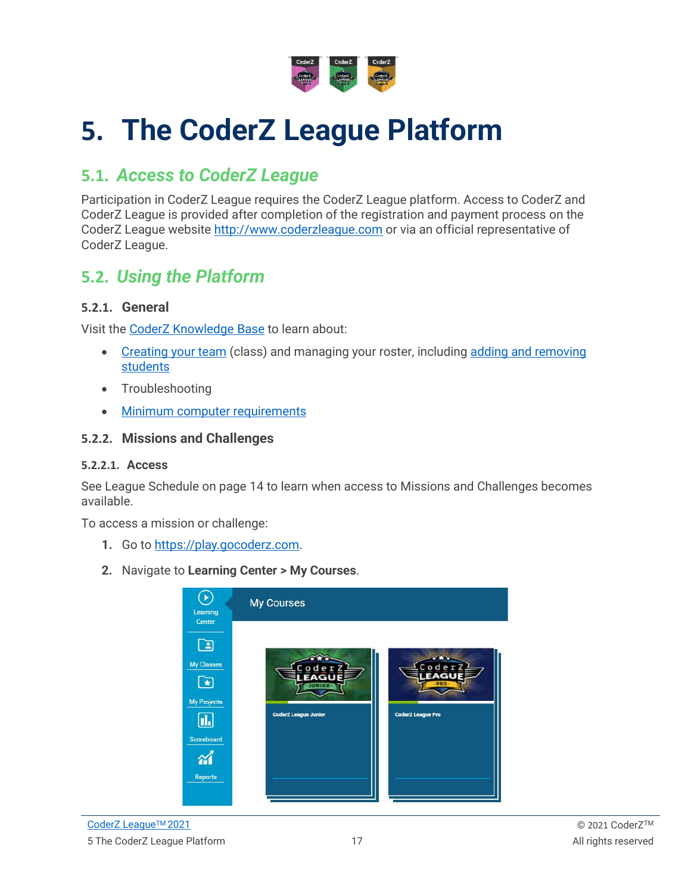# 5. The CoderZ League Platform

## 5.1. Access to CoderZ League

Participation in CoderZ League requires the CoderZ League platform. Access to CoderZ and CoderZ League is provided after completion of the registration and payment process on the CoderZ League website http://www.coderzleague.com or via an official representative of CoderZ League.

## 5.2. Using the Platform

### 5.2.1. General

Visit the CoderZ Knowledge Base to learn about:

- Creating your team (class) and managing your roster, including adding and removing students
- Troubleshooting
- Minimum computer requirements

### 5.2.2. Missions and Challenges

#### 5.2.2.1. Access

See League Schedule on page 14 to learn when access to Missions and Challenges becomes available.

To access a mission or challenge:

1. Go to https://play.gocoderz.com.
2. Navigate to **Learning Center > My Courses**.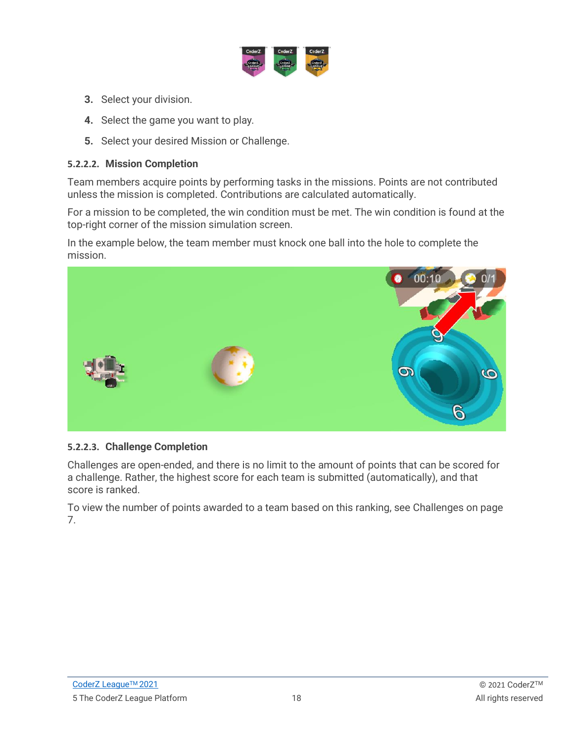3. Select your division.
4. Select the game you want to play.
5. Select your desired Mission or Challenge.

#### 5.2.2.2. Mission Completion

Team members acquire points by performing tasks in the missions. Points are not contributed unless the mission is completed. Contributions are calculated automatically.

For a mission to be completed, the win condition must be met. The win condition is found at the top-right corner of the mission simulation screen.

In the example below, the team member must knock one ball into the hole to complete the mission.

#### 5.2.2.3. Challenge Completion

Challenges are open-ended, and there is no limit to the amount of points that can be scored for a challenge. Rather, the highest score for each team is submitted (automatically), and that score is ranked.

To view the number of points awarded to a team based on this ranking, see Challenges on page 7.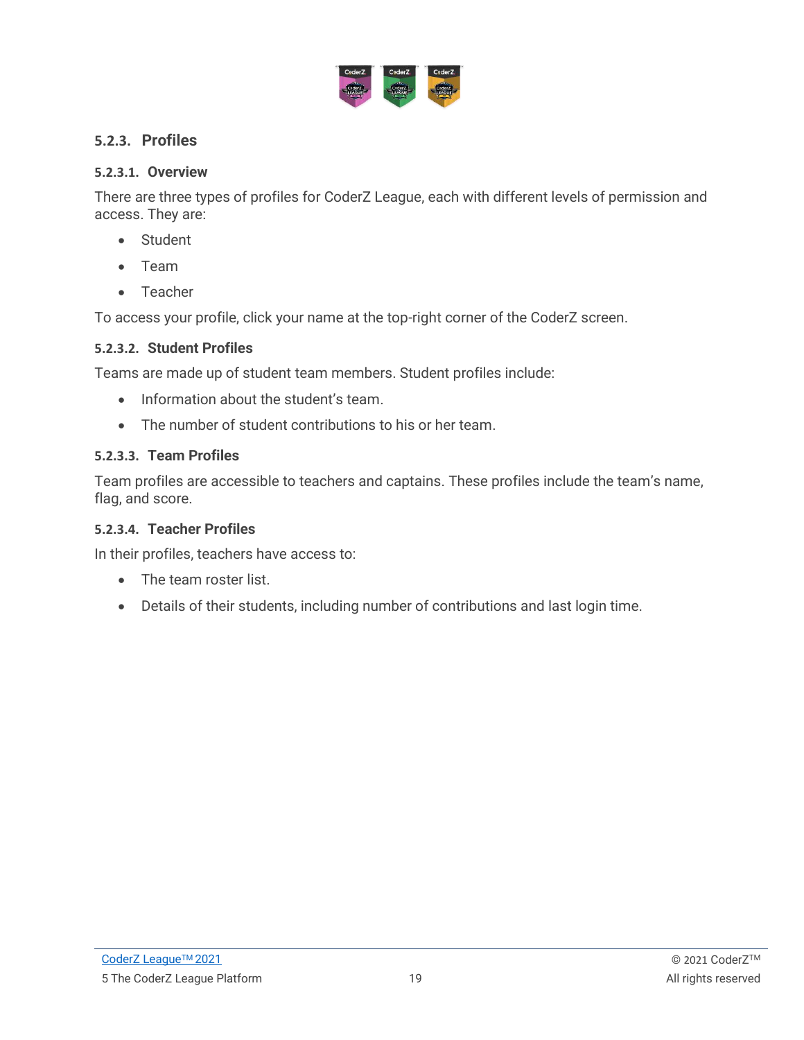### 5.2.3. Profiles

#### 5.2.3.1. Overview

There are three types of profiles for CoderZ League, each with different levels of permission and access. They are:

- Student
- Team
- Teacher

To access your profile, click your name at the top-right corner of the CoderZ screen.

#### 5.2.3.2. Student Profiles

Teams are made up of student team members. Student profiles include:

- Information about the student's team.
- The number of student contributions to his or her team.

#### 5.2.3.3. Team Profiles

Team profiles are accessible to teachers and captains. These profiles include the team's name, flag, and score.

#### 5.2.3.4. Teacher Profiles

In their profiles, teachers have access to:

- The team roster list.
- Details of their students, including number of contributions and last login time.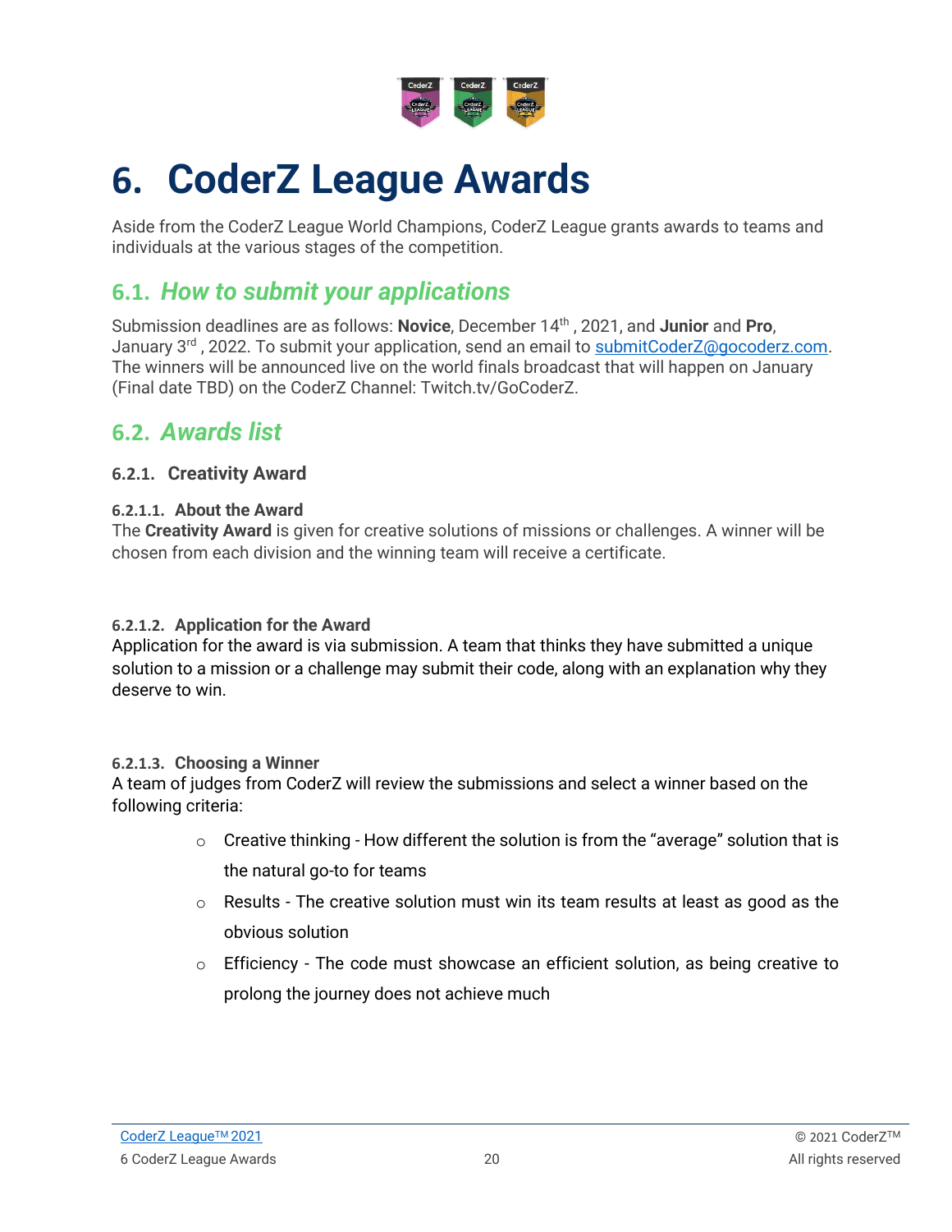# 6. CoderZ League Awards

Aside from the CoderZ League World Champions, CoderZ League grants awards to teams and individuals at the various stages of the competition.

## 6.1. *How to submit your applications*

Submission deadlines are as follows: **Novice**, December 14th , 2021, and **Junior** and **Pro**, January 3rd , 2022. To submit your application, send an email to submitCoderZ@gocoderz.com. The winners will be announced live on the world finals broadcast that will happen on January (Final date TBD) on the CoderZ Channel: Twitch.tv/GoCoderZ.

## 6.2. *Awards list*

### 6.2.1. Creativity Award

#### 6.2.1.1. About the Award

The **Creativity Award** is given for creative solutions of missions or challenges. A winner will be chosen from each division and the winning team will receive a certificate.

#### 6.2.1.2. Application for the Award

Application for the award is via submission. A team that thinks they have submitted a unique solution to a mission or a challenge may submit their code, along with an explanation why they deserve to win.

#### 6.2.1.3. Choosing a Winner

A team of judges from CoderZ will review the submissions and select a winner based on the following criteria:

- Creative thinking - How different the solution is from the “average” solution that is the natural go-to for teams
- Results - The creative solution must win its team results at least as good as the obvious solution
- Efficiency - The code must showcase an efficient solution, as being creative to prolong the journey does not achieve much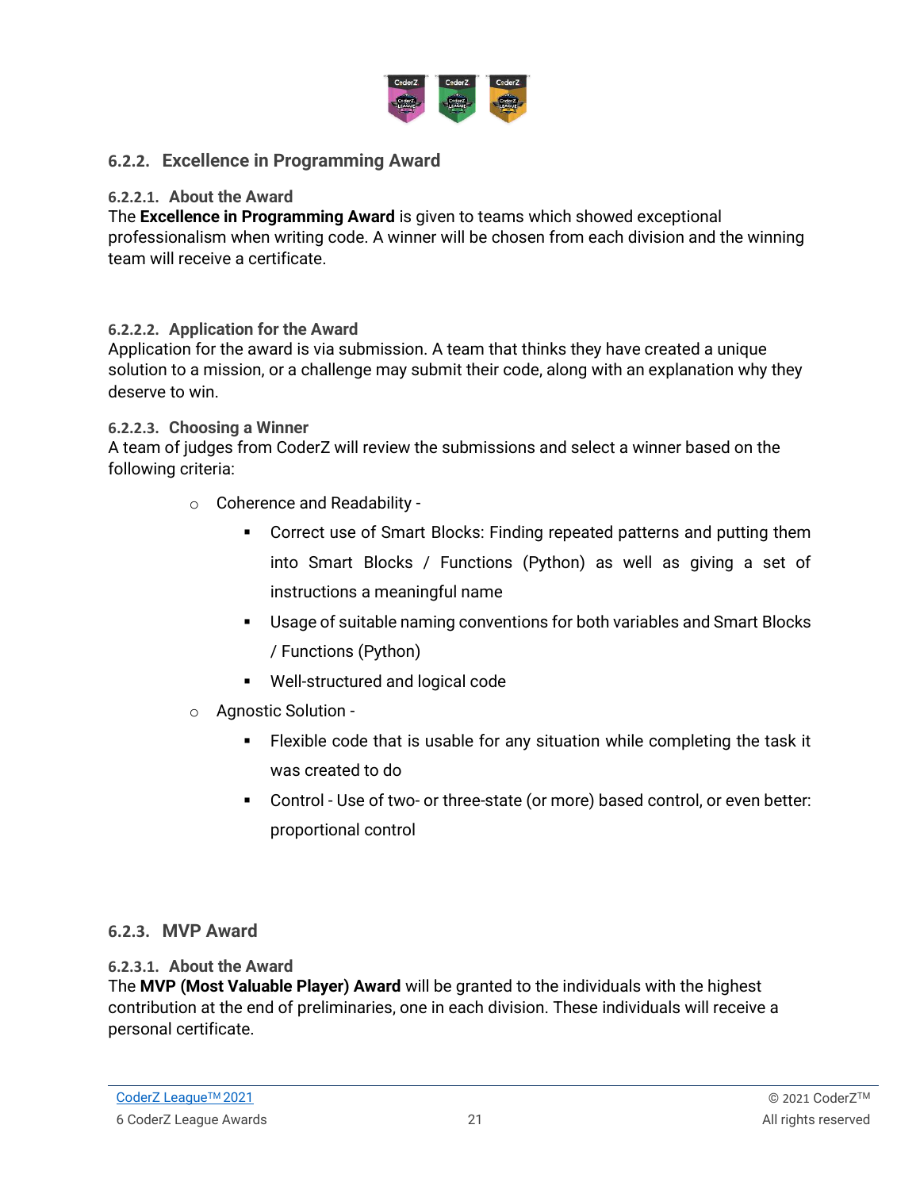### 6.2.2. Excellence in Programming Award

#### 6.2.2.1. About the Award

The **Excellence in Programming Award** is given to teams which showed exceptional professionalism when writing code. A winner will be chosen from each division and the winning team will receive a certificate.

#### 6.2.2.2. Application for the Award

Application for the award is via submission. A team that thinks they have created a unique solution to a mission, or a challenge may submit their code, along with an explanation why they deserve to win.

#### 6.2.2.3. Choosing a Winner

A team of judges from CoderZ will review the submissions and select a winner based on the following criteria:

- Coherence and Readability -
  - Correct use of Smart Blocks: Finding repeated patterns and putting them into Smart Blocks / Functions (Python) as well as giving a set of instructions a meaningful name
  - Usage of suitable naming conventions for both variables and Smart Blocks / Functions (Python)
  - Well-structured and logical code
- Agnostic Solution -
  - Flexible code that is usable for any situation while completing the task it was created to do
  - Control - Use of two- or three-state (or more) based control, or even better: proportional control

### 6.2.3. MVP Award

#### 6.2.3.1. About the Award

The **MVP (Most Valuable Player) Award** will be granted to the individuals with the highest contribution at the end of preliminaries, one in each division. These individuals will receive a personal certificate.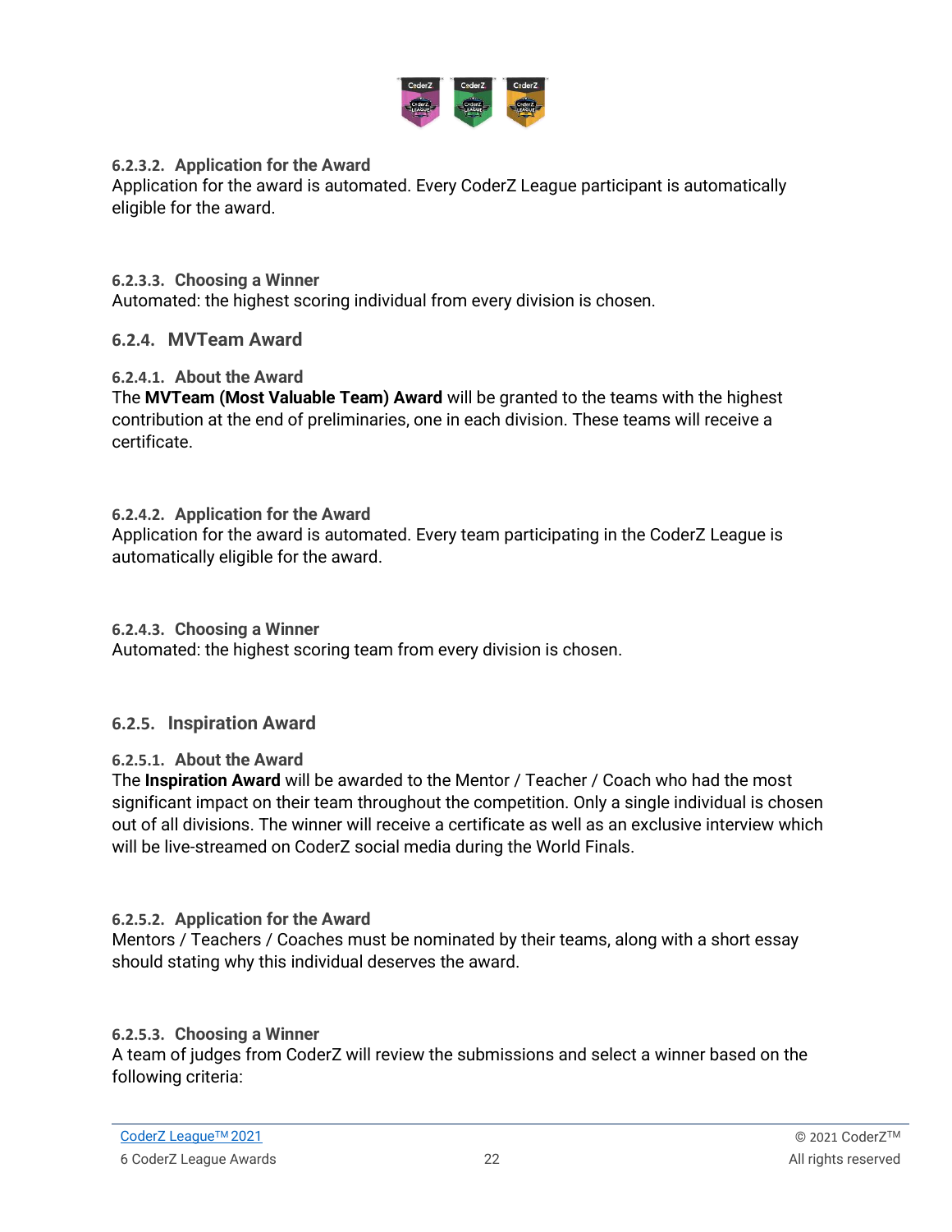#### 6.2.3.2. Application for the Award

Application for the award is automated. Every CoderZ League participant is automatically eligible for the award.

#### 6.2.3.3. Choosing a Winner

Automated: the highest scoring individual from every division is chosen.

### 6.2.4. MVTeam Award

#### 6.2.4.1. About the Award

The **MVTeam (Most Valuable Team) Award** will be granted to the teams with the highest contribution at the end of preliminaries, one in each division. These teams will receive a certificate.

#### 6.2.4.2. Application for the Award

Application for the award is automated. Every team participating in the CoderZ League is automatically eligible for the award.

#### 6.2.4.3. Choosing a Winner

Automated: the highest scoring team from every division is chosen.

### 6.2.5. Inspiration Award

#### 6.2.5.1. About the Award

The **Inspiration Award** will be awarded to the Mentor / Teacher / Coach who had the most significant impact on their team throughout the competition. Only a single individual is chosen out of all divisions. The winner will receive a certificate as well as an exclusive interview which will be live-streamed on CoderZ social media during the World Finals.

#### 6.2.5.2. Application for the Award

Mentors / Teachers / Coaches must be nominated by their teams, along with a short essay should stating why this individual deserves the award.

#### 6.2.5.3. Choosing a Winner

A team of judges from CoderZ will review the submissions and select a winner based on the following criteria: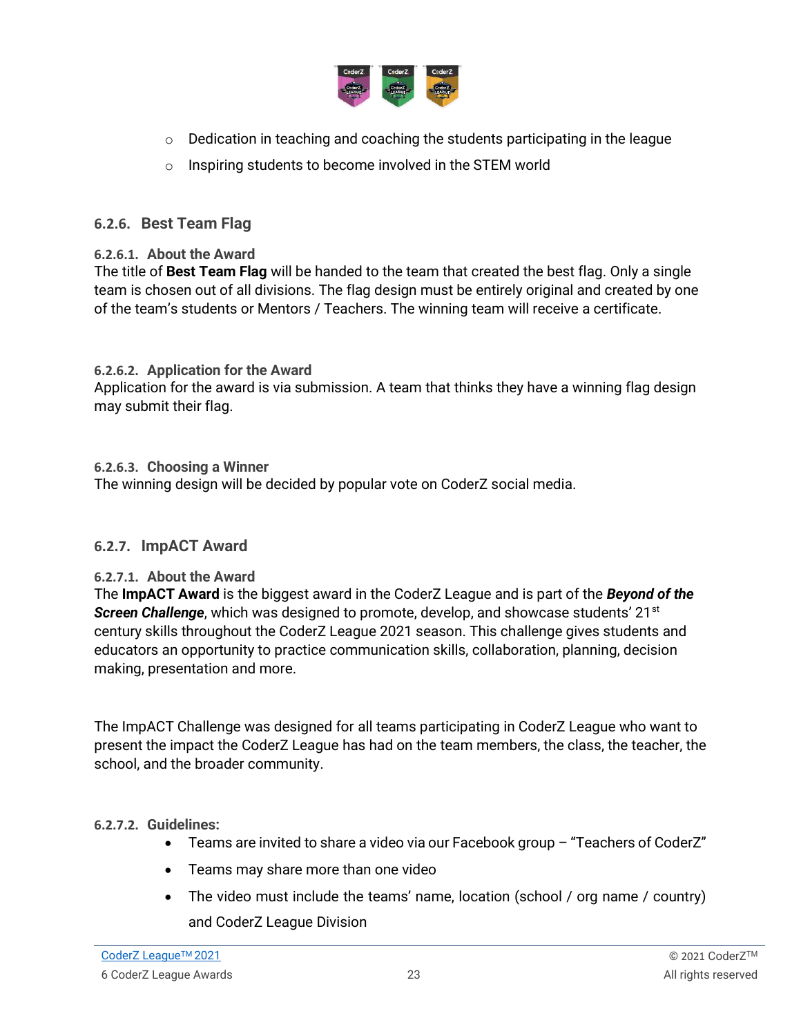- Dedication in teaching and coaching the students participating in the league
- Inspiring students to become involved in the STEM world

### 6.2.6. Best Team Flag

#### 6.2.6.1. About the Award

The title of **Best Team Flag** will be handed to the team that created the best flag. Only a single team is chosen out of all divisions. The flag design must be entirely original and created by one of the team's students or Mentors / Teachers. The winning team will receive a certificate.

#### 6.2.6.2. Application for the Award

Application for the award is via submission. A team that thinks they have a winning flag design may submit their flag.

#### 6.2.6.3. Choosing a Winner

The winning design will be decided by popular vote on CoderZ social media.

### 6.2.7. ImpACT Award

#### 6.2.7.1. About the Award

The **ImpACT Award** is the biggest award in the CoderZ League and is part of the ***Beyond of the Screen Challenge***, which was designed to promote, develop, and showcase students' 21st century skills throughout the CoderZ League 2021 season. This challenge gives students and educators an opportunity to practice communication skills, collaboration, planning, decision making, presentation and more.

The ImpACT Challenge was designed for all teams participating in CoderZ League who want to present the impact the CoderZ League has had on the team members, the class, the teacher, the school, and the broader community.

#### 6.2.7.2. Guidelines:

- Teams are invited to share a video via our Facebook group – "Teachers of CoderZ"
- Teams may share more than one video
- The video must include the teams' name, location (school / org name / country) and CoderZ League Division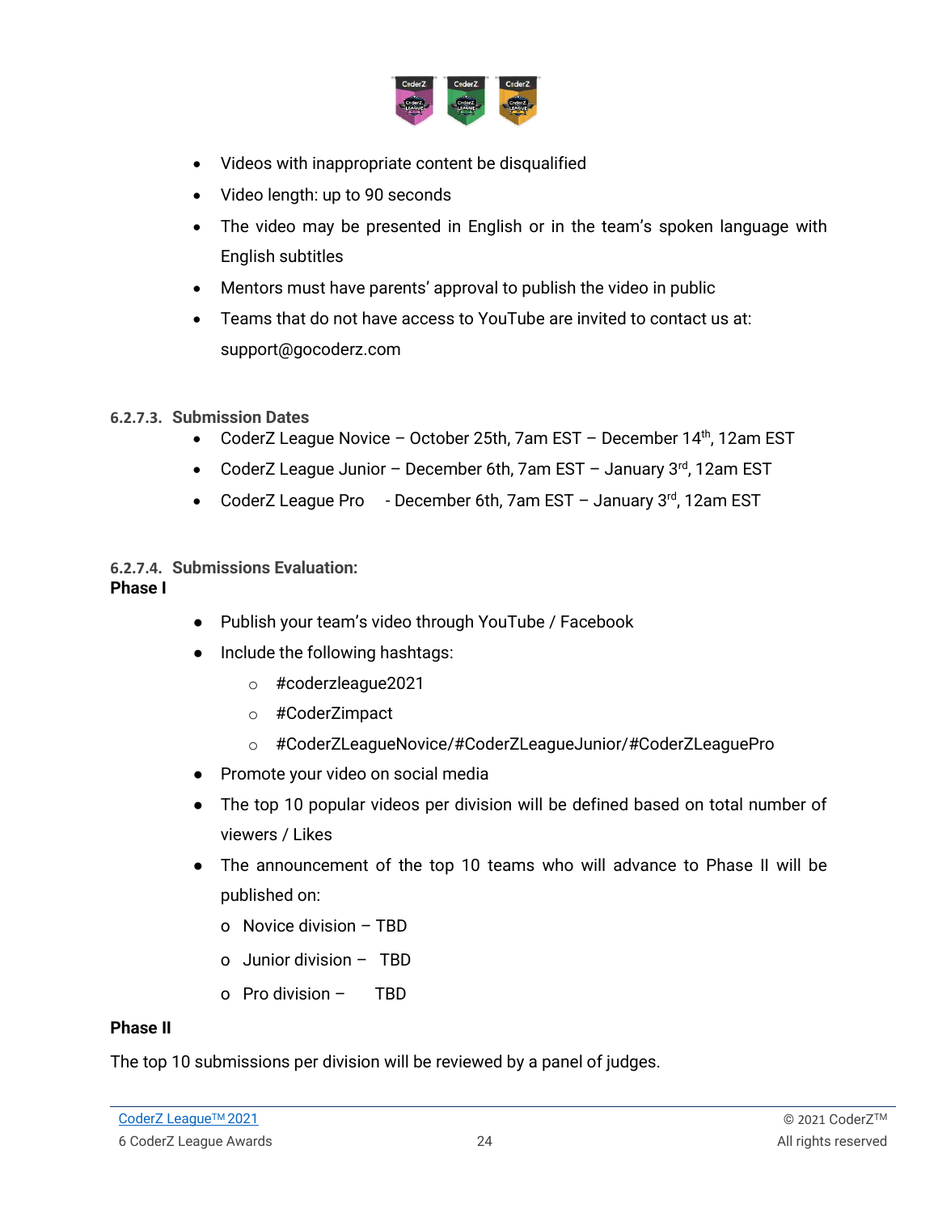- Videos with inappropriate content be disqualified
- Video length: up to 90 seconds
- The video may be presented in English or in the team's spoken language with English subtitles
- Mentors must have parents' approval to publish the video in public
- Teams that do not have access to YouTube are invited to contact us at: support@gocoderz.com

#### 6.2.7.3. Submission Dates

- CoderZ League Novice – October 25th, 7am EST – December 14th, 12am EST
- CoderZ League Junior – December 6th, 7am EST – January 3rd, 12am EST
- CoderZ League Pro - December 6th, 7am EST – January 3rd, 12am EST

#### 6.2.7.4. Submissions Evaluation:

**Phase I**

- Publish your team's video through YouTube / Facebook
- Include the following hashtags:
  - #coderzleague2021
  - #CoderZimpact
  - #CoderZLeagueNovice/#CoderZLeagueJunior/#CoderZLeaguePro
- Promote your video on social media
- The top 10 popular videos per division will be defined based on total number of viewers / Likes
- The announcement of the top 10 teams who will advance to Phase II will be published on:
  - Novice division – TBD
  - Junior division – TBD
  - Pro division – TBD

**Phase II**

The top 10 submissions per division will be reviewed by a panel of judges.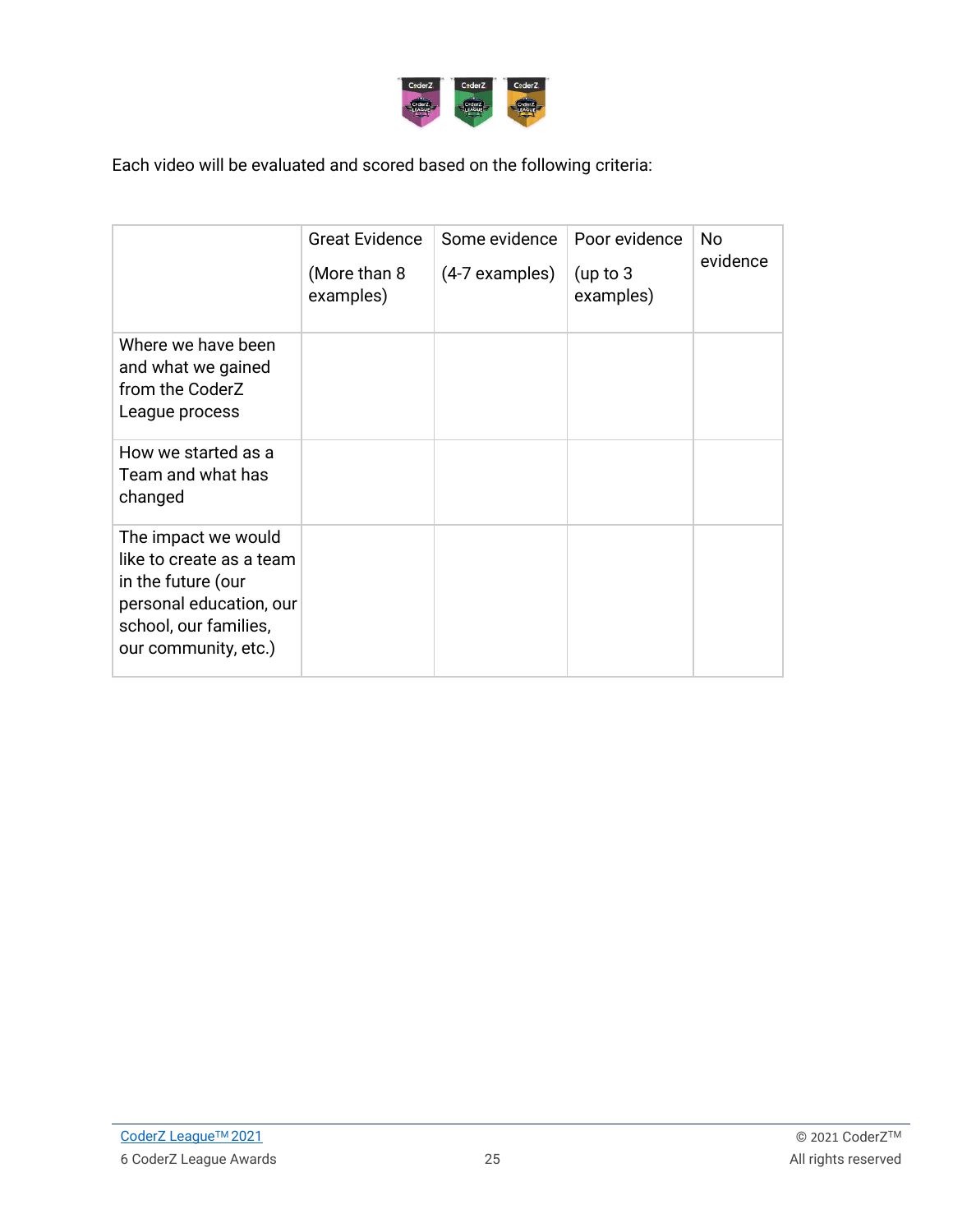Each video will be evaluated and scored based on the following criteria:

| | Great Evidence (More than 8 examples) | Some evidence (4-7 examples) | Poor evidence (up to 3 examples) | No evidence |
|---|---|---|---|---|
| Where we have been and what we gained from the CoderZ League process | | | | |
| How we started as a Team and what has changed | | | | |
| The impact we would like to create as a team in the future (our personal education, our school, our families, our community, etc.) | | | | |